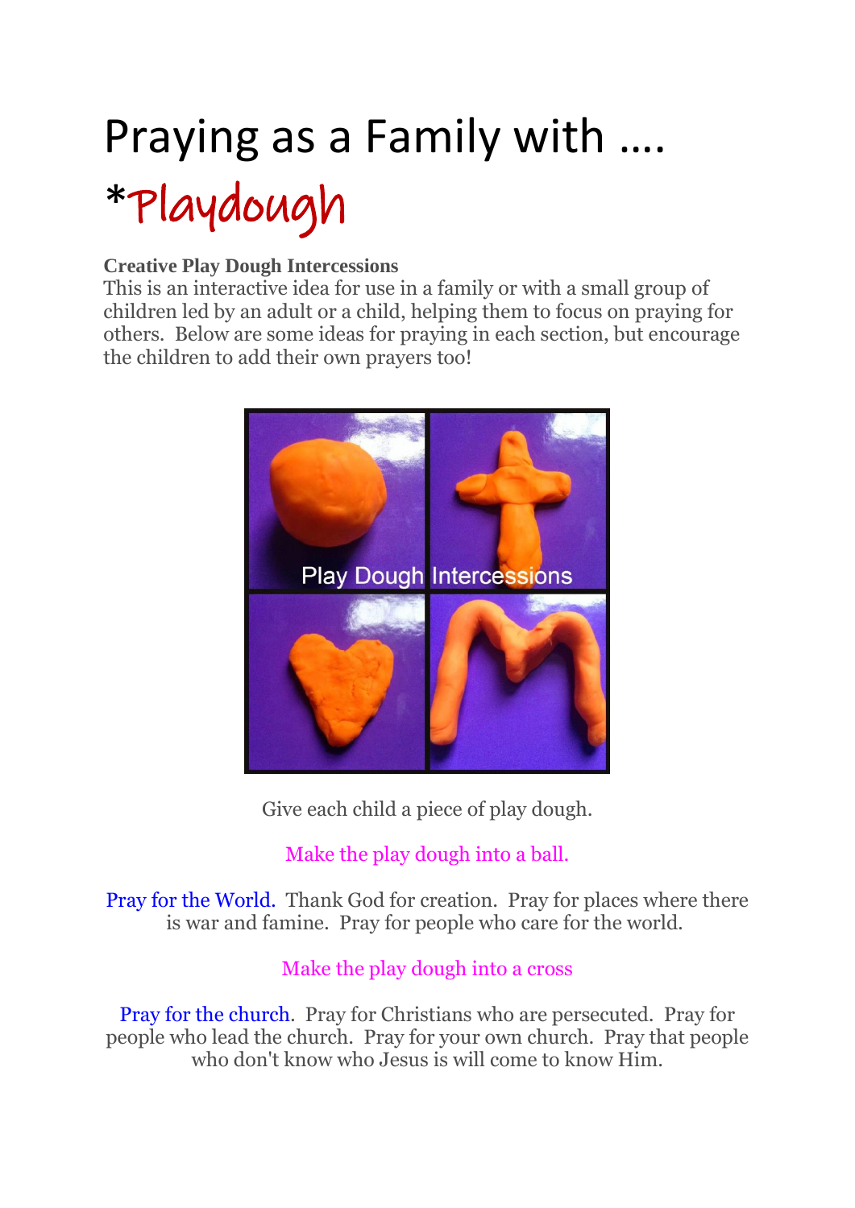# Praying as a Family with ….

# *Playdough

**Creative Play Dough Intercessions**

This is an interactive idea for use in a family or with a small group of children led by an adult or a child, helping them to focus on praying for others. Below are some ideas for praying in each section, but encourage the children to add their own prayers too!

Give each child a piece of play dough.

Make the play dough into a ball.

Pray for the World. Thank God for creation. Pray for places where there is war and famine. Pray for people who care for the world.

Make the play dough into a cross

Pray for the church. Pray for Christians who are persecuted. Pray for people who lead the church. Pray for your own church. Pray that people who don't know who Jesus is will come to know Him.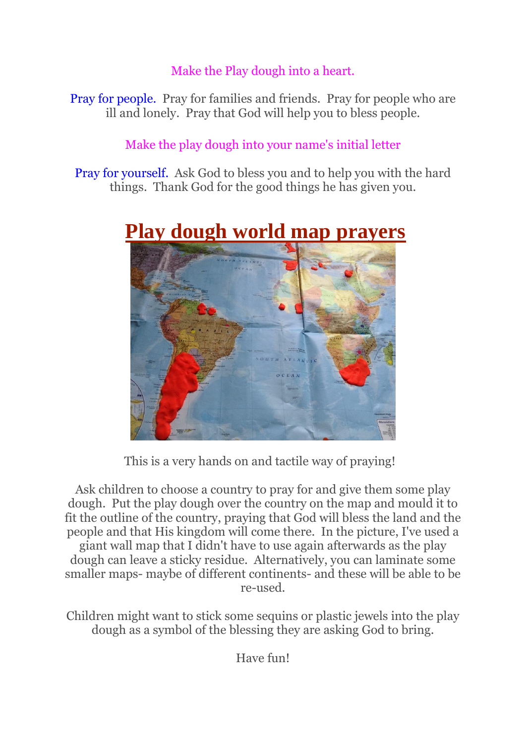Make the Play dough into a heart.

Pray for people. Pray for families and friends. Pray for people who are ill and lonely. Pray that God will help you to bless people.

Make the play dough into your name's initial letter

Pray for yourself. Ask God to bless you and to help you with the hard things. Thank God for the good things he has given you.

## Play dough world map prayers

This is a very hands on and tactile way of praying!

Ask children to choose a country to pray for and give them some play dough. Put the play dough over the country on the map and mould it to fit the outline of the country, praying that God will bless the land and the people and that His kingdom will come there. In the picture, I've used a giant wall map that I didn't have to use again afterwards as the play dough can leave a sticky residue. Alternatively, you can laminate some smaller maps- maybe of different continents- and these will be able to be re-used.

Children might want to stick some sequins or plastic jewels into the play dough as a symbol of the blessing they are asking God to bring.

Have fun!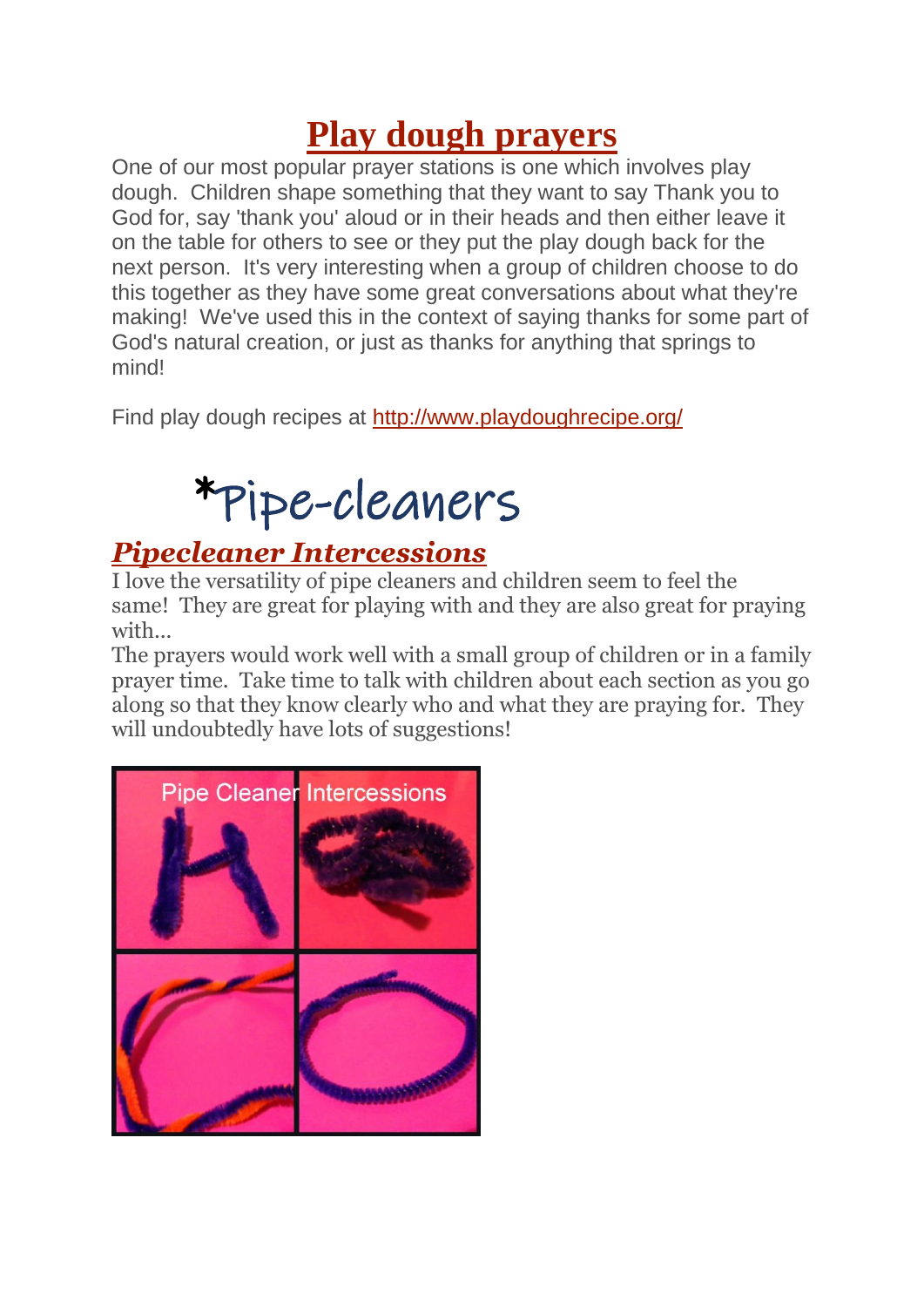# Play dough prayers

One of our most popular prayer stations is one which involves play dough. Children shape something that they want to say Thank you to God for, say 'thank you' aloud or in their heads and then either leave it on the table for others to see or they put the play dough back for the next person. It's very interesting when a group of children choose to do this together as they have some great conversations about what they're making! We've used this in the context of saying thanks for some part of God's natural creation, or just as thanks for anything that springs to mind!

Find play dough recipes at [http://www.playdoughrecipe.org/](http://www.playdoughrecipe.org/)

# *Pipe-cleaners

## *Pipecleaner Intercessions*

I love the versatility of pipe cleaners and children seem to feel the same! They are great for playing with and they are also great for praying with...

The prayers would work well with a small group of children or in a family prayer time. Take time to talk with children about each section as you go along so that they know clearly who and what they are praying for. They will undoubtedly have lots of suggestions!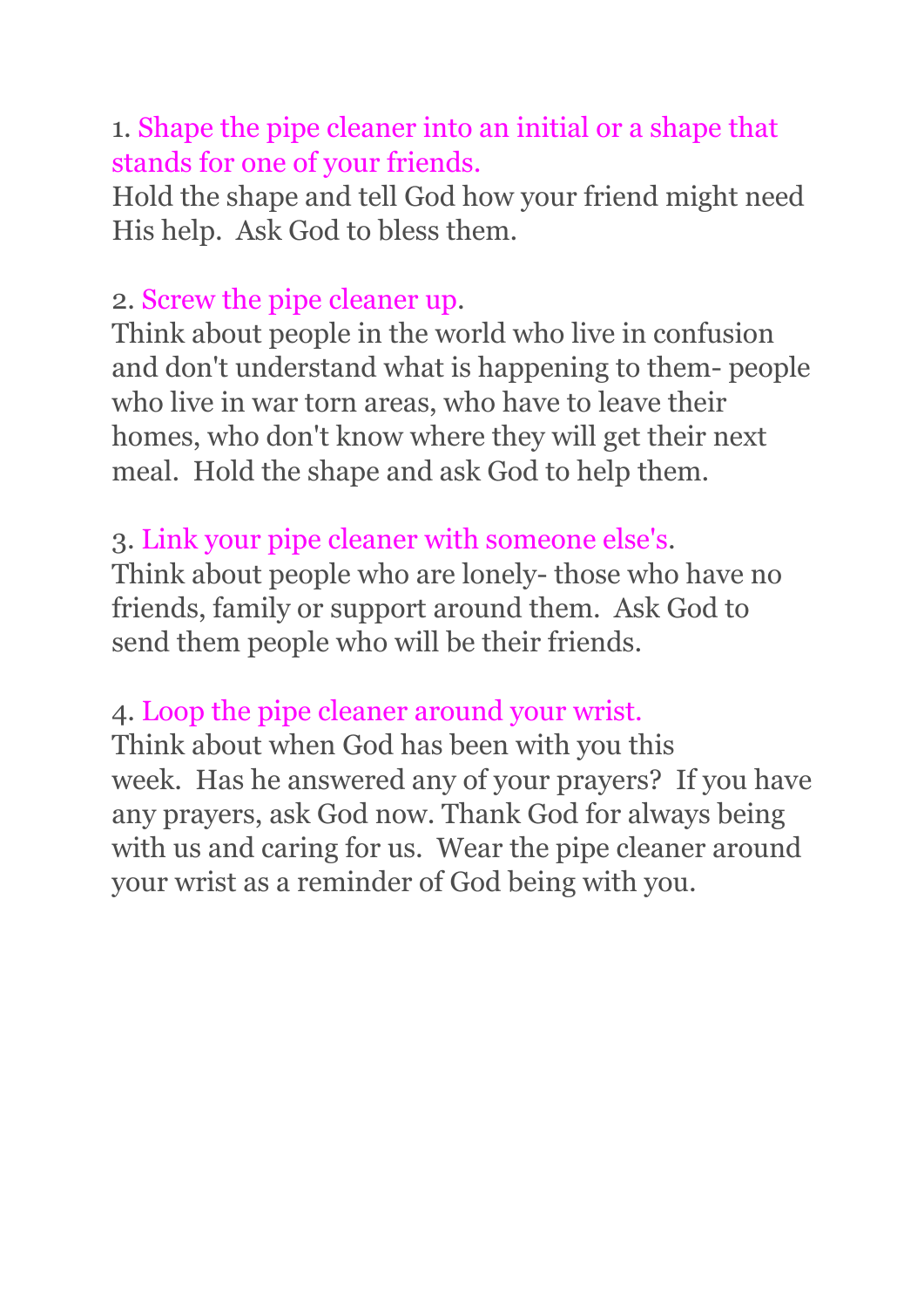1. Shape the pipe cleaner into an initial or a shape that stands for one of your friends.
Hold the shape and tell God how your friend might need His help. Ask God to bless them.

2. Screw the pipe cleaner up.
Think about people in the world who live in confusion and don't understand what is happening to them- people who live in war torn areas, who have to leave their homes, who don't know where they will get their next meal. Hold the shape and ask God to help them.

3. Link your pipe cleaner with someone else's.
Think about people who are lonely- those who have no friends, family or support around them. Ask God to send them people who will be their friends.

4. Loop the pipe cleaner around your wrist.
Think about when God has been with you this week. Has he answered any of your prayers? If you have any prayers, ask God now. Thank God for always being with us and caring for us. Wear the pipe cleaner around your wrist as a reminder of God being with you.